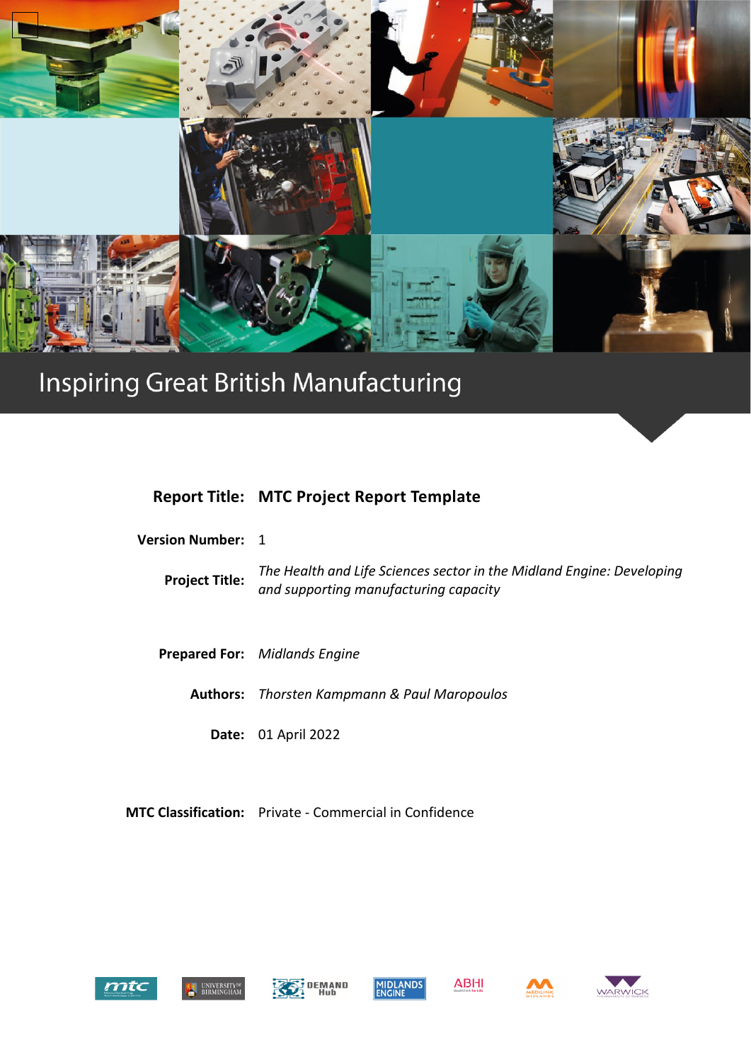# Inspiring Great British Manufacturing

**Report Title:** **MTC Project Report Template**

**Version Number:** 1

**Project Title:** *The Health and Life Sciences sector in the Midland Engine: Developing and supporting manufacturing capacity*

**Prepared For:** *Midlands Engine*

**Authors:** *Thorsten Kampmann & Paul Maropoulos*

**Date:** 01 April 2022

**MTC Classification:** Private - Commercial in Confidence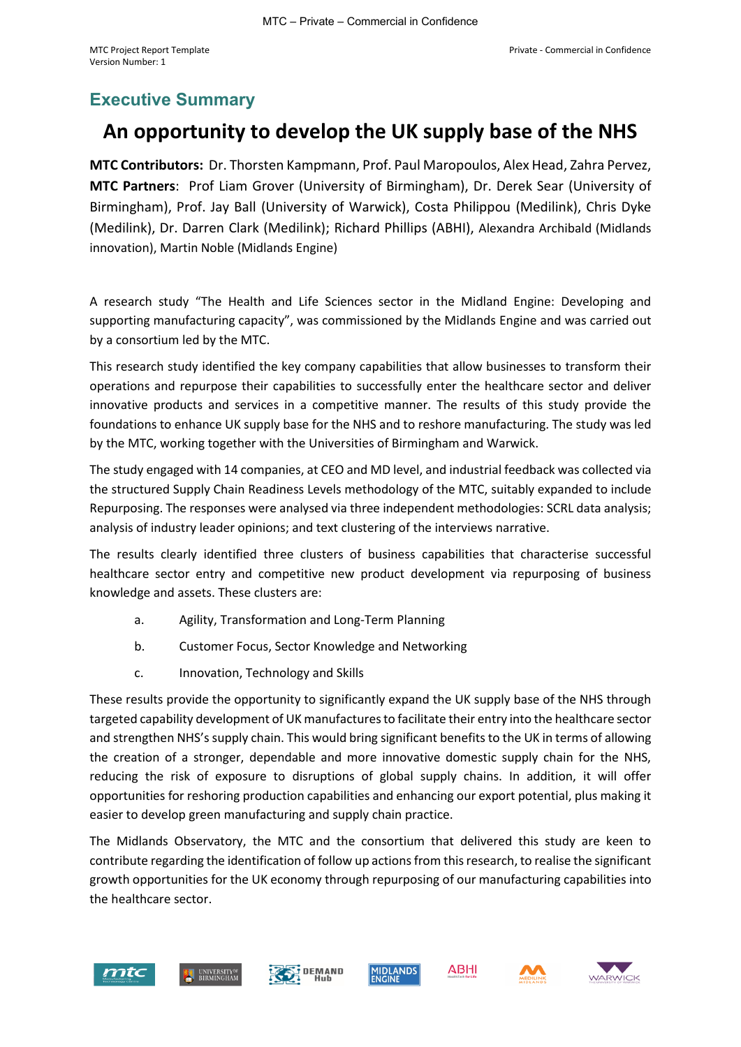## Executive Summary

# An opportunity to develop the UK supply base of the NHS

**MTC Contributors:** Dr. Thorsten Kampmann, Prof. Paul Maropoulos, Alex Head, Zahra Pervez,
**MTC Partners**: Prof Liam Grover (University of Birmingham), Dr. Derek Sear (University of Birmingham), Prof. Jay Ball (University of Warwick), Costa Philippou (Medilink), Chris Dyke (Medilink), Dr. Darren Clark (Medilink); Richard Phillips (ABHI), Alexandra Archibald (Midlands innovation), Martin Noble (Midlands Engine)

A research study "The Health and Life Sciences sector in the Midland Engine: Developing and supporting manufacturing capacity", was commissioned by the Midlands Engine and was carried out by a consortium led by the MTC.

This research study identified the key company capabilities that allow businesses to transform their operations and repurpose their capabilities to successfully enter the healthcare sector and deliver innovative products and services in a competitive manner. The results of this study provide the foundations to enhance UK supply base for the NHS and to reshore manufacturing. The study was led by the MTC, working together with the Universities of Birmingham and Warwick.

The study engaged with 14 companies, at CEO and MD level, and industrial feedback was collected via the structured Supply Chain Readiness Levels methodology of the MTC, suitably expanded to include Repurposing. The responses were analysed via three independent methodologies: SCRL data analysis; analysis of industry leader opinions; and text clustering of the interviews narrative.

The results clearly identified three clusters of business capabilities that characterise successful healthcare sector entry and competitive new product development via repurposing of business knowledge and assets. These clusters are:

a. Agility, Transformation and Long-Term Planning
b. Customer Focus, Sector Knowledge and Networking
c. Innovation, Technology and Skills

These results provide the opportunity to significantly expand the UK supply base of the NHS through targeted capability development of UK manufactures to facilitate their entry into the healthcare sector and strengthen NHS's supply chain. This would bring significant benefits to the UK in terms of allowing the creation of a stronger, dependable and more innovative domestic supply chain for the NHS, reducing the risk of exposure to disruptions of global supply chains. In addition, it will offer opportunities for reshoring production capabilities and enhancing our export potential, plus making it easier to develop green manufacturing and supply chain practice.

The Midlands Observatory, the MTC and the consortium that delivered this study are keen to contribute regarding the identification of follow up actions from this research, to realise the significant growth opportunities for the UK economy through repurposing of our manufacturing capabilities into the healthcare sector.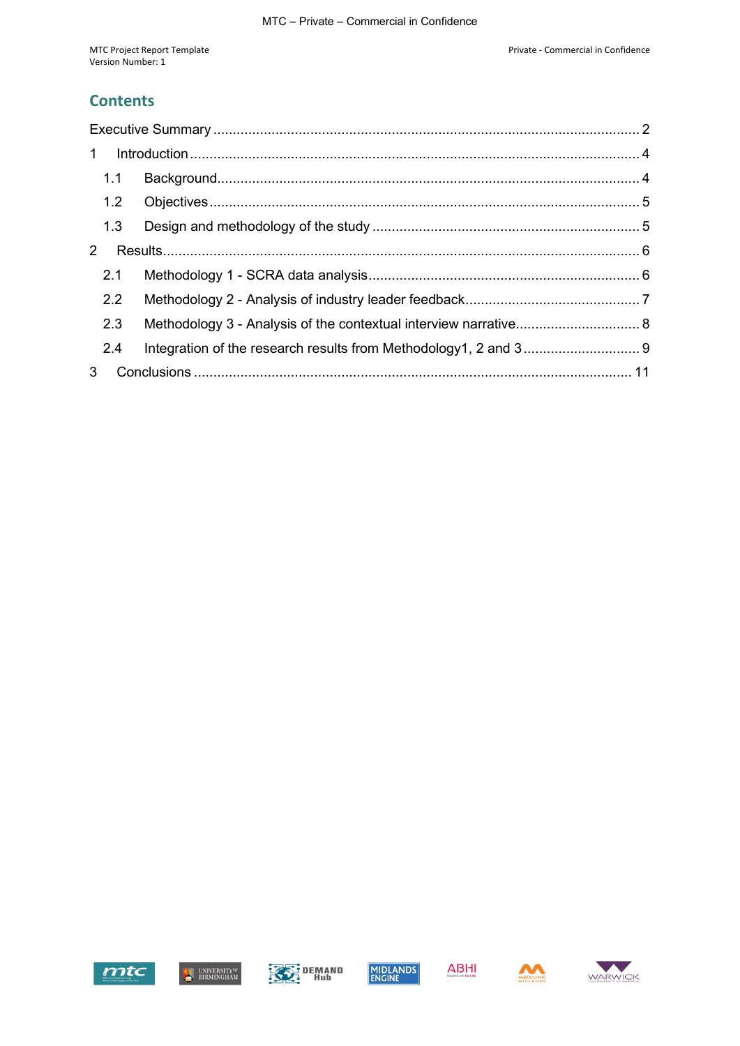## Contents

Executive Summary ..... 2

1 Introduction ..... 4

- 1.1 Background ..... 4
- 1.2 Objectives ..... 5
- 1.3 Design and methodology of the study ..... 5

2 Results ..... 6

- 2.1 Methodology 1 - SCRA data analysis ..... 6
- 2.2 Methodology 2 - Analysis of industry leader feedback ..... 7
- 2.3 Methodology 3 - Analysis of the contextual interview narrative ..... 8
- 2.4 Integration of the research results from Methodology1, 2 and 3 ..... 9

3 Conclusions ..... 11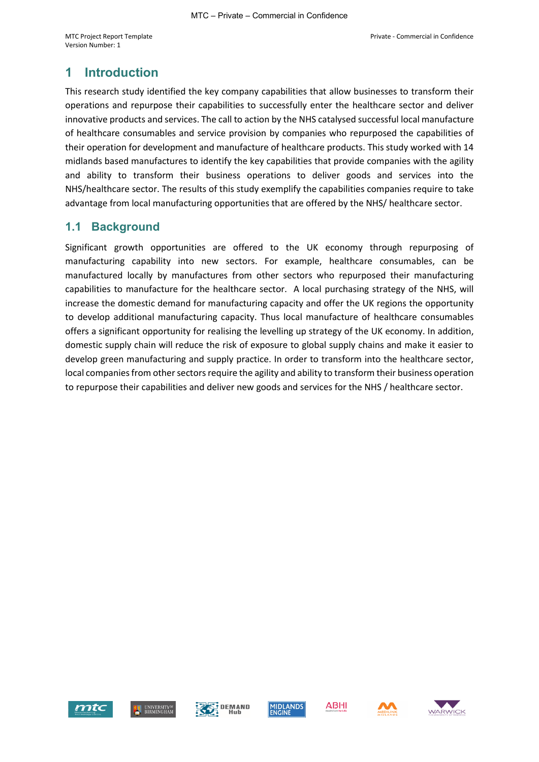# 1 Introduction

This research study identified the key company capabilities that allow businesses to transform their operations and repurpose their capabilities to successfully enter the healthcare sector and deliver innovative products and services. The call to action by the NHS catalysed successful local manufacture of healthcare consumables and service provision by companies who repurposed the capabilities of their operation for development and manufacture of healthcare products. This study worked with 14 midlands based manufactures to identify the key capabilities that provide companies with the agility and ability to transform their business operations to deliver goods and services into the NHS/healthcare sector. The results of this study exemplify the capabilities companies require to take advantage from local manufacturing opportunities that are offered by the NHS/ healthcare sector.

## 1.1 Background

Significant growth opportunities are offered to the UK economy through repurposing of manufacturing capability into new sectors. For example, healthcare consumables, can be manufactured locally by manufactures from other sectors who repurposed their manufacturing capabilities to manufacture for the healthcare sector. A local purchasing strategy of the NHS, will increase the domestic demand for manufacturing capacity and offer the UK regions the opportunity to develop additional manufacturing capacity. Thus local manufacture of healthcare consumables offers a significant opportunity for realising the levelling up strategy of the UK economy. In addition, domestic supply chain will reduce the risk of exposure to global supply chains and make it easier to develop green manufacturing and supply practice. In order to transform into the healthcare sector, local companies from other sectors require the agility and ability to transform their business operation to repurpose their capabilities and deliver new goods and services for the NHS / healthcare sector.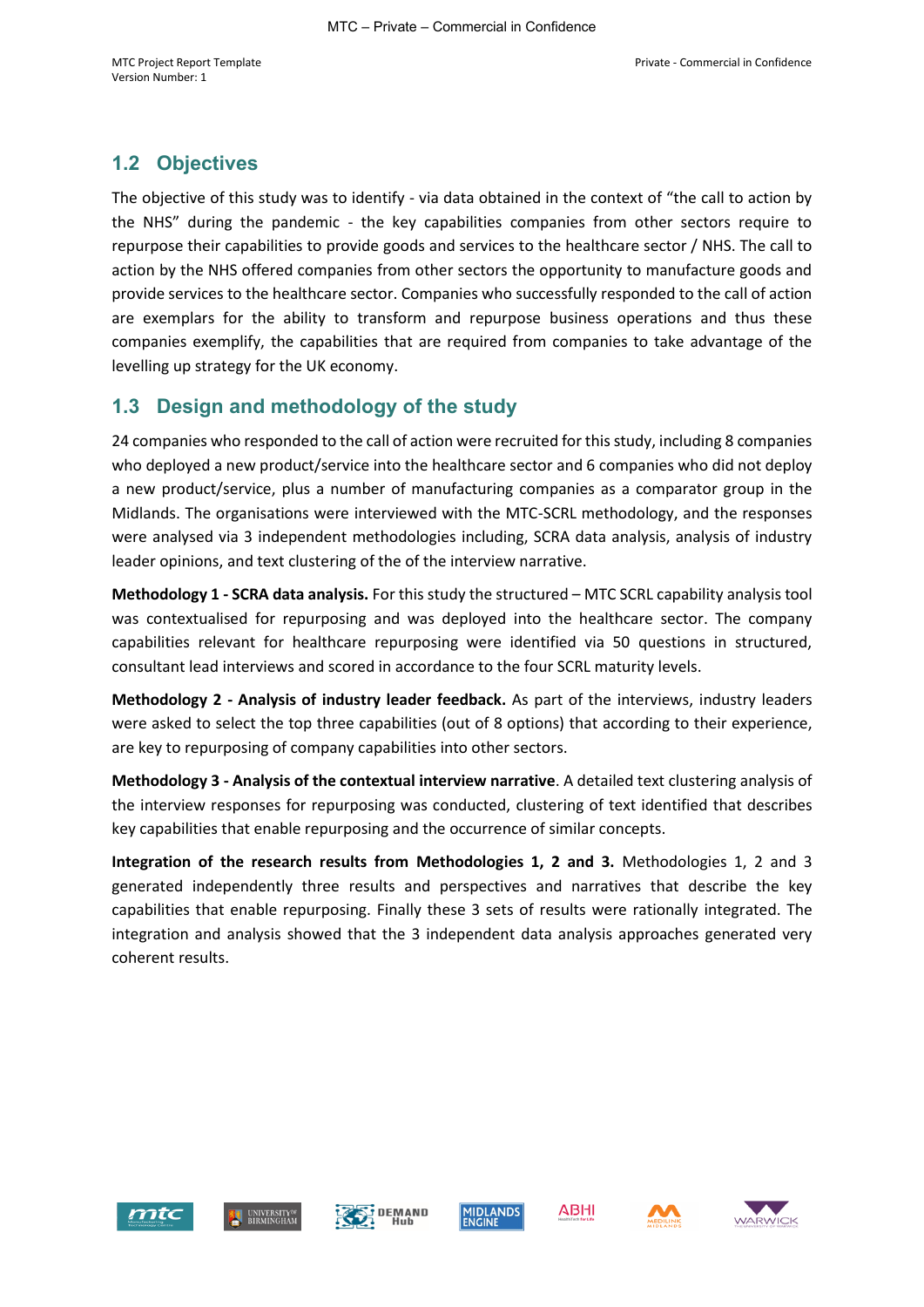## 1.2 Objectives

The objective of this study was to identify - via data obtained in the context of "the call to action by the NHS" during the pandemic - the key capabilities companies from other sectors require to repurpose their capabilities to provide goods and services to the healthcare sector / NHS. The call to action by the NHS offered companies from other sectors the opportunity to manufacture goods and provide services to the healthcare sector. Companies who successfully responded to the call of action are exemplars for the ability to transform and repurpose business operations and thus these companies exemplify, the capabilities that are required from companies to take advantage of the levelling up strategy for the UK economy.

## 1.3 Design and methodology of the study

24 companies who responded to the call of action were recruited for this study, including 8 companies who deployed a new product/service into the healthcare sector and 6 companies who did not deploy a new product/service, plus a number of manufacturing companies as a comparator group in the Midlands. The organisations were interviewed with the MTC-SCRL methodology, and the responses were analysed via 3 independent methodologies including, SCRA data analysis, analysis of industry leader opinions, and text clustering of the of the interview narrative.

**Methodology 1 - SCRA data analysis.** For this study the structured – MTC SCRL capability analysis tool was contextualised for repurposing and was deployed into the healthcare sector. The company capabilities relevant for healthcare repurposing were identified via 50 questions in structured, consultant lead interviews and scored in accordance to the four SCRL maturity levels.

**Methodology 2 - Analysis of industry leader feedback.** As part of the interviews, industry leaders were asked to select the top three capabilities (out of 8 options) that according to their experience, are key to repurposing of company capabilities into other sectors.

**Methodology 3 - Analysis of the contextual interview narrative**. A detailed text clustering analysis of the interview responses for repurposing was conducted, clustering of text identified that describes key capabilities that enable repurposing and the occurrence of similar concepts.

**Integration of the research results from Methodologies 1, 2 and 3.** Methodologies 1, 2 and 3 generated independently three results and perspectives and narratives that describe the key capabilities that enable repurposing. Finally these 3 sets of results were rationally integrated. The integration and analysis showed that the 3 independent data analysis approaches generated very coherent results.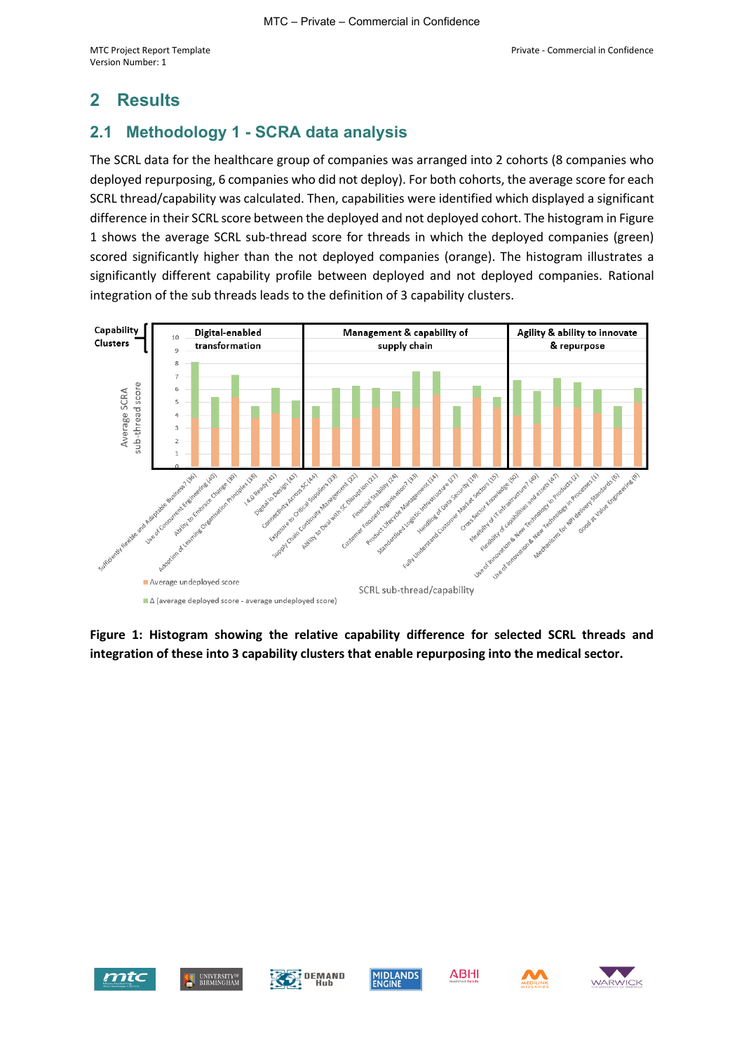# 2 Results

## 2.1 Methodology 1 - SCRA data analysis

The SCRL data for the healthcare group of companies was arranged into 2 cohorts (8 companies who deployed repurposing, 6 companies who did not deploy). For both cohorts, the average score for each SCRL thread/capability was calculated. Then, capabilities were identified which displayed a significant difference in their SCRL score between the deployed and not deployed cohort. The histogram in Figure 1 shows the average SCRL sub-thread score for threads in which the deployed companies (green) scored significantly higher than the not deployed companies (orange). The histogram illustrates a significantly different capability profile between deployed and not deployed companies. Rational integration of the sub threads leads to the definition of 3 capability clusters.

**Figure 1: Histogram showing the relative capability difference for selected SCRL threads and integration of these into 3 capability clusters that enable repurposing into the medical sector.**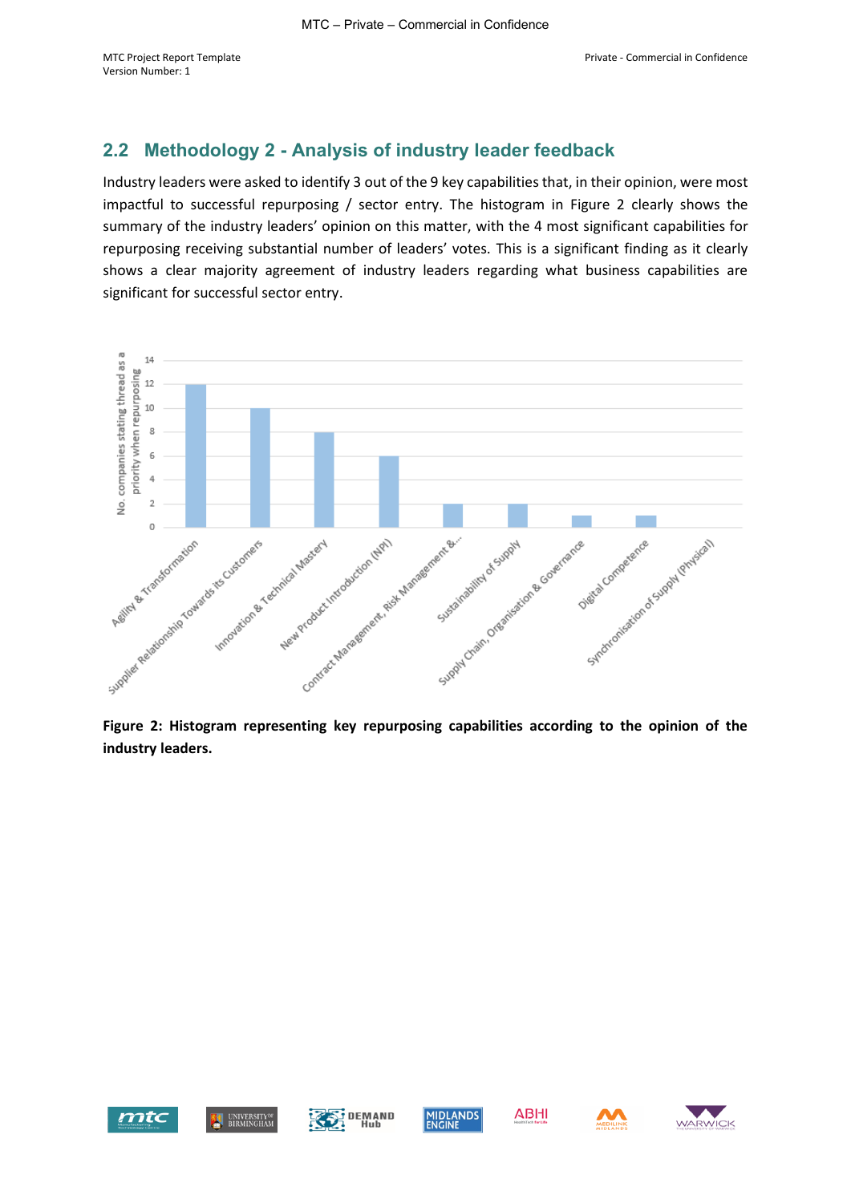## 2.2 Methodology 2 - Analysis of industry leader feedback

Industry leaders were asked to identify 3 out of the 9 key capabilities that, in their opinion, were most impactful to successful repurposing / sector entry. The histogram in Figure 2 clearly shows the summary of the industry leaders' opinion on this matter, with the 4 most significant capabilities for repurposing receiving substantial number of leaders' votes. This is a significant finding as it clearly shows a clear majority agreement of industry leaders regarding what business capabilities are significant for successful sector entry.

**Figure 2: Histogram representing key repurposing capabilities according to the opinion of the industry leaders.**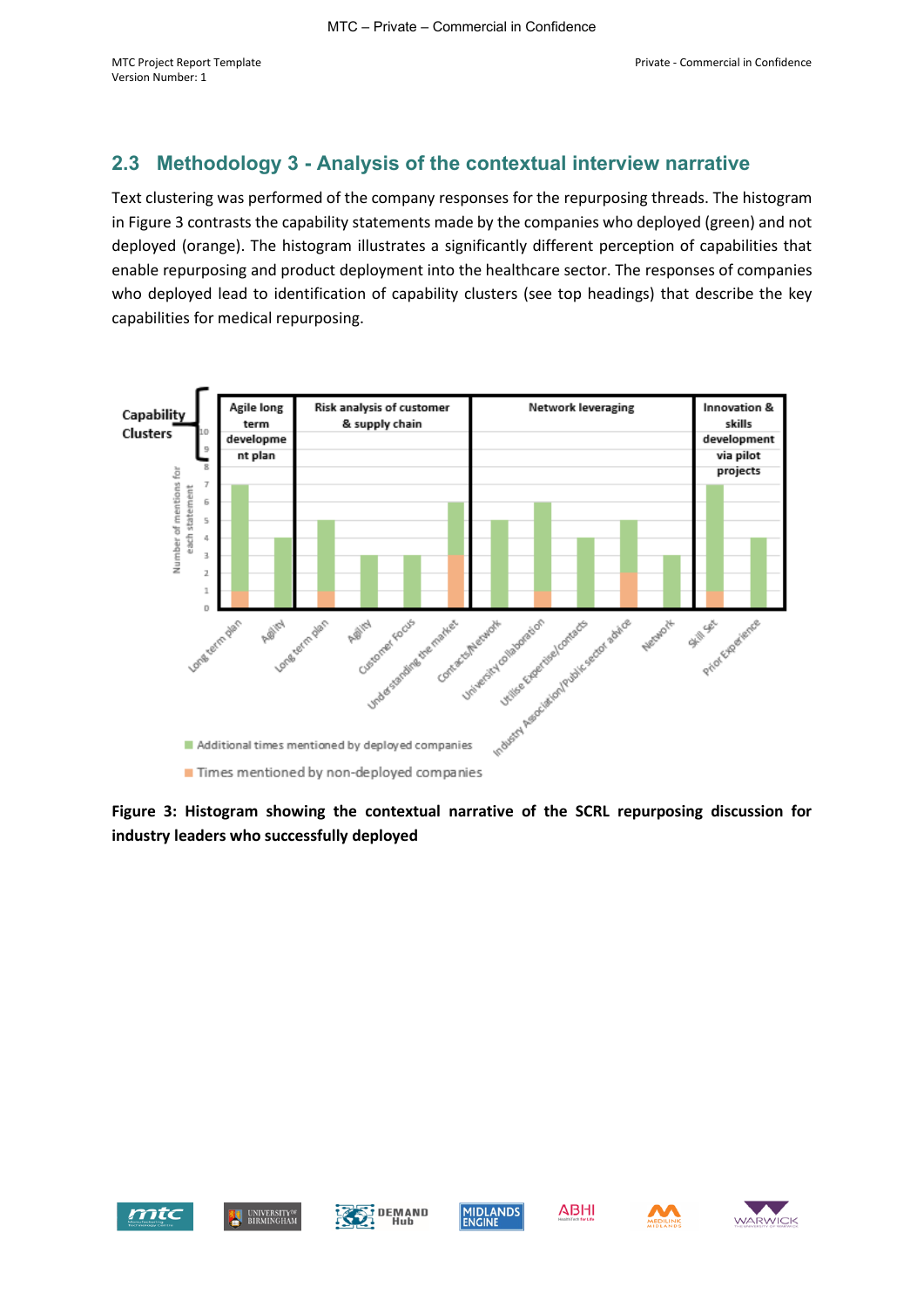## 2.3 Methodology 3 - Analysis of the contextual interview narrative

Text clustering was performed of the company responses for the repurposing threads. The histogram in Figure 3 contrasts the capability statements made by the companies who deployed (green) and not deployed (orange). The histogram illustrates a significantly different perception of capabilities that enable repurposing and product deployment into the healthcare sector. The responses of companies who deployed lead to identification of capability clusters (see top headings) that describe the key capabilities for medical repurposing.

**Figure 3: Histogram showing the contextual narrative of the SCRL repurposing discussion for industry leaders who successfully deployed**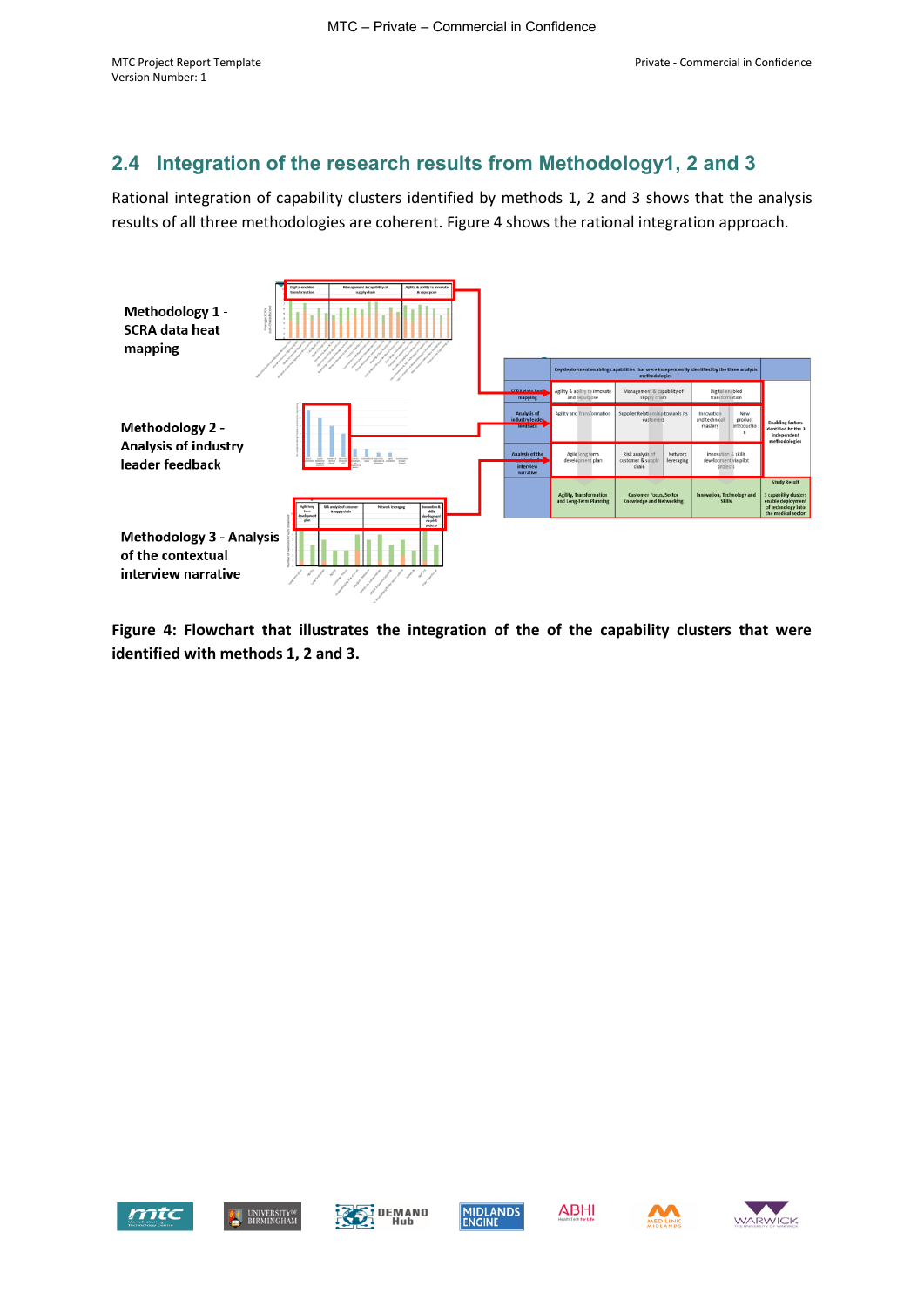## 2.4 Integration of the research results from Methodology1, 2 and 3

Rational integration of capability clusters identified by methods 1, 2 and 3 shows that the analysis results of all three methodologies are coherent. Figure 4 shows the rational integration approach.

**Methodology 1 - SCRA data heat mapping**

**Methodology 2 - Analysis of industry leader feedback**

**Methodology 3 - Analysis of the contextual interview narrative**

**Figure 4: Flowchart that illustrates the integration of the of the capability clusters that were identified with methods 1, 2 and 3.**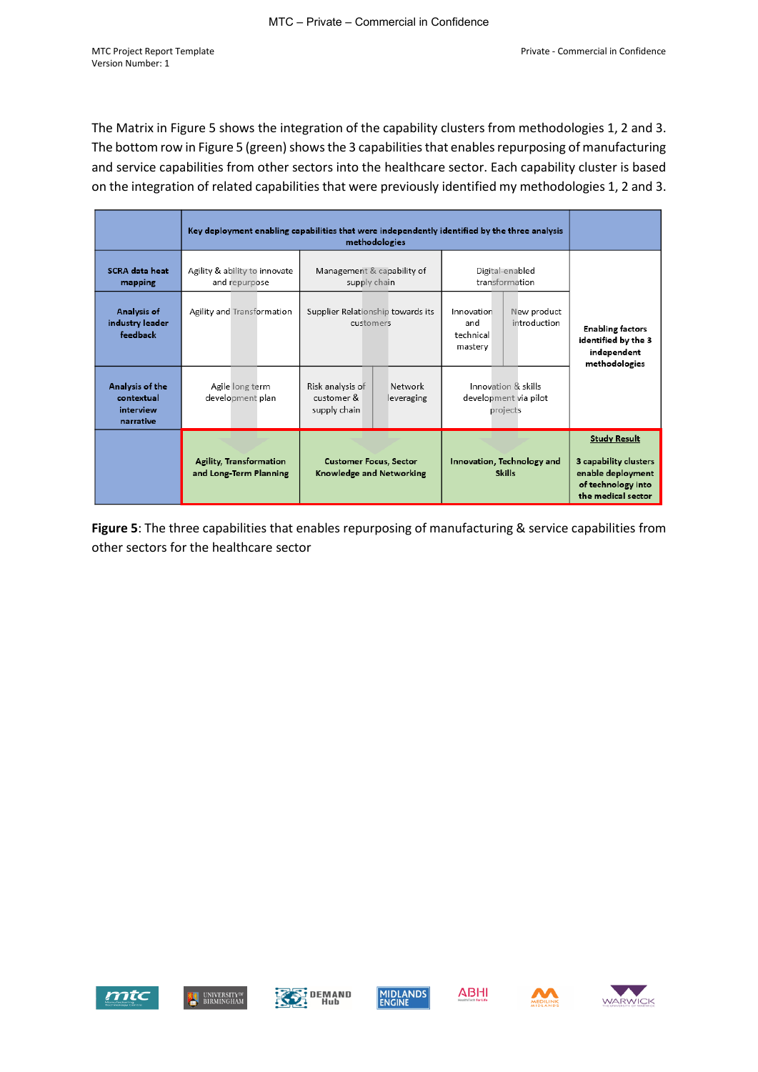The Matrix in Figure 5 shows the integration of the capability clusters from methodologies 1, 2 and 3. The bottom row in Figure 5 (green) shows the 3 capabilities that enables repurposing of manufacturing and service capabilities from other sectors into the healthcare sector. Each capability cluster is based on the integration of related capabilities that were previously identified my methodologies 1, 2 and 3.

| | Key deployment enabling capabilities that were independently identified by the three analysis methodologies | | | |
|---|---|---|---|---|
| **SCRA data heat mapping** | Agility & ability to innovate and repurpose | Management & capability of supply chain | Digital-enabled transformation | **Enabling factors identified by the 3 independent methodologies** |
| **Analysis of industry leader feedback** | Agility and Transformation | Supplier Relationship towards its customers | Innovation and technical mastery / New product introduction | |
| **Analysis of the contextual interview narrative** | Agile long term development plan | Risk analysis of customer & supply chain / Network leveraging | Innovation & skills development via pilot projects | |
| | **Agility, Transformation and Long-Term Planning** | **Customer Focus, Sector Knowledge and Networking** | **Innovation, Technology and Skills** | **Study Result**<br>**3 capability clusters enable deployment of technology into the medical sector** |

**Figure 5**: The three capabilities that enables repurposing of manufacturing & service capabilities from other sectors for the healthcare sector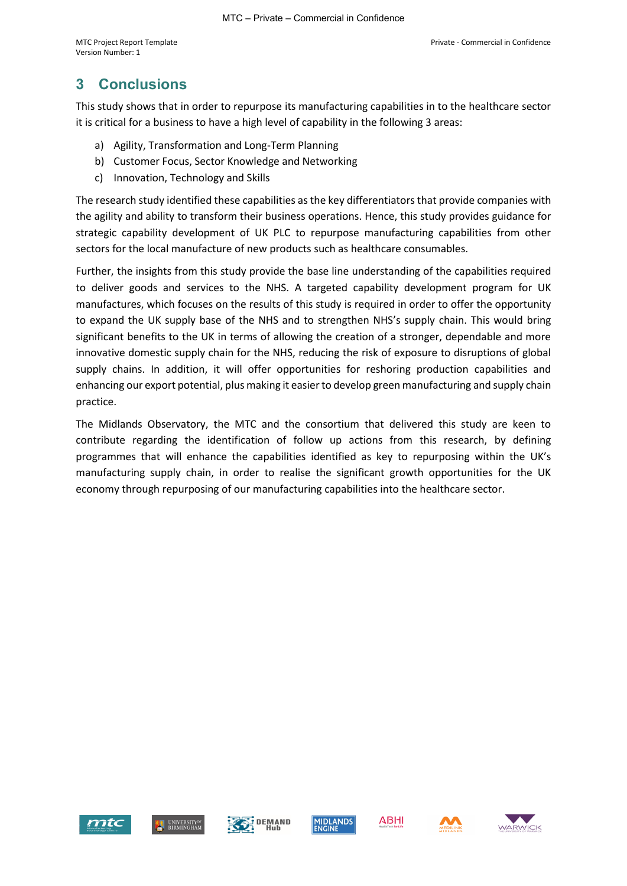# 3 Conclusions

This study shows that in order to repurpose its manufacturing capabilities in to the healthcare sector it is critical for a business to have a high level of capability in the following 3 areas:

a) Agility, Transformation and Long-Term Planning
b) Customer Focus, Sector Knowledge and Networking
c) Innovation, Technology and Skills

The research study identified these capabilities as the key differentiators that provide companies with the agility and ability to transform their business operations. Hence, this study provides guidance for strategic capability development of UK PLC to repurpose manufacturing capabilities from other sectors for the local manufacture of new products such as healthcare consumables.

Further, the insights from this study provide the base line understanding of the capabilities required to deliver goods and services to the NHS. A targeted capability development program for UK manufactures, which focuses on the results of this study is required in order to offer the opportunity to expand the UK supply base of the NHS and to strengthen NHS's supply chain. This would bring significant benefits to the UK in terms of allowing the creation of a stronger, dependable and more innovative domestic supply chain for the NHS, reducing the risk of exposure to disruptions of global supply chains. In addition, it will offer opportunities for reshoring production capabilities and enhancing our export potential, plus making it easier to develop green manufacturing and supply chain practice.

The Midlands Observatory, the MTC and the consortium that delivered this study are keen to contribute regarding the identification of follow up actions from this research, by defining programmes that will enhance the capabilities identified as key to repurposing within the UK's manufacturing supply chain, in order to realise the significant growth opportunities for the UK economy through repurposing of our manufacturing capabilities into the healthcare sector.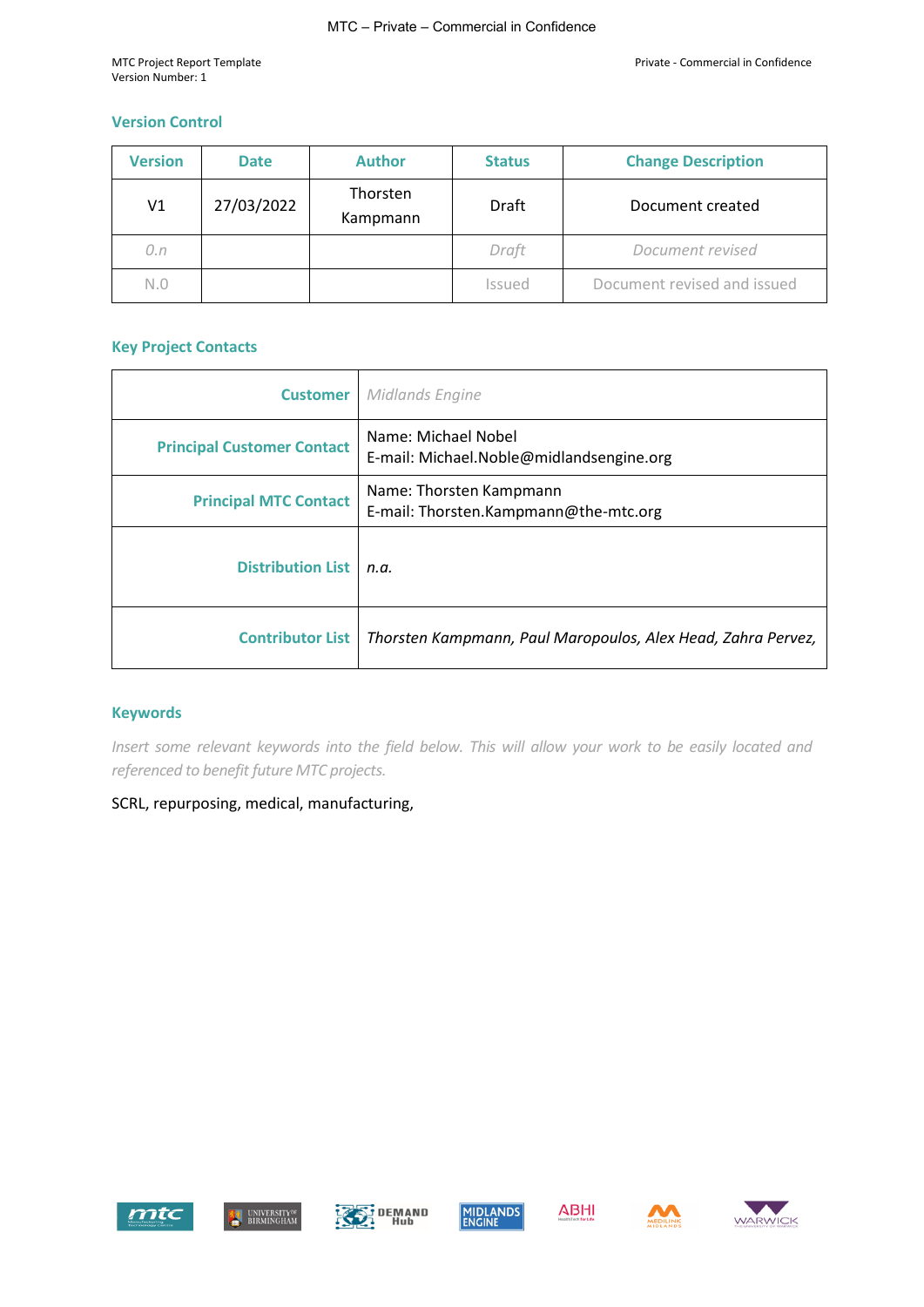## Version Control

| Version | Date | Author | Status | Change Description |
|---|---|---|---|---|
| V1 | 27/03/2022 | Thorsten Kampmann | Draft | Document created |
| *0.n* | | | *Draft* | *Document revised* |
| N.0 | | | Issued | Document revised and issued |

## Key Project Contacts

| | |
|---|---|
| **Customer** | *Midlands Engine* |
| **Principal Customer Contact** | Name: Michael Nobel<br>E-mail: Michael.Noble@midlandsengine.org |
| **Principal MTC Contact** | Name: Thorsten Kampmann<br>E-mail: Thorsten.Kampmann@the-mtc.org |
| **Distribution List** | *n.a.* |
| **Contributor List** | *Thorsten Kampmann, Paul Maropoulos, Alex Head, Zahra Pervez,* |

## Keywords

*Insert some relevant keywords into the field below. This will allow your work to be easily located and referenced to benefit future MTC projects.*

SCRL, repurposing, medical, manufacturing,